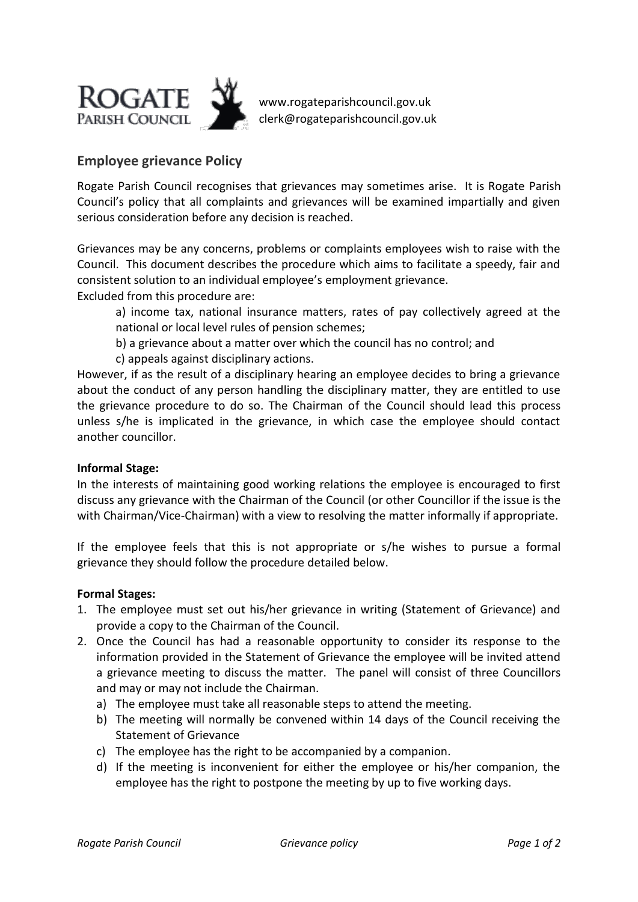ROGATE PARISH COUNCIL

www.rogateparishcouncil.gov.uk
clerk@rogateparishcouncil.gov.uk

## Employee grievance Policy

Rogate Parish Council recognises that grievances may sometimes arise. It is Rogate Parish Council's policy that all complaints and grievances will be examined impartially and given serious consideration before any decision is reached.

Grievances may be any concerns, problems or complaints employees wish to raise with the Council. This document describes the procedure which aims to facilitate a speedy, fair and consistent solution to an individual employee's employment grievance.
Excluded from this procedure are:

a) income tax, national insurance matters, rates of pay collectively agreed at the national or local level rules of pension schemes;
b) a grievance about a matter over which the council has no control; and
c) appeals against disciplinary actions.

However, if as the result of a disciplinary hearing an employee decides to bring a grievance about the conduct of any person handling the disciplinary matter, they are entitled to use the grievance procedure to do so. The Chairman of the Council should lead this process unless s/he is implicated in the grievance, in which case the employee should contact another councillor.

**Informal Stage:**
In the interests of maintaining good working relations the employee is encouraged to first discuss any grievance with the Chairman of the Council (or other Councillor if the issue is the with Chairman/Vice-Chairman) with a view to resolving the matter informally if appropriate.

If the employee feels that this is not appropriate or s/he wishes to pursue a formal grievance they should follow the procedure detailed below.

**Formal Stages:**

1. The employee must set out his/her grievance in writing (Statement of Grievance) and provide a copy to the Chairman of the Council.
2. Once the Council has had a reasonable opportunity to consider its response to the information provided in the Statement of Grievance the employee will be invited attend a grievance meeting to discuss the matter. The panel will consist of three Councillors and may or may not include the Chairman.
   a) The employee must take all reasonable steps to attend the meeting.
   b) The meeting will normally be convened within 14 days of the Council receiving the Statement of Grievance
   c) The employee has the right to be accompanied by a companion.
   d) If the meeting is inconvenient for either the employee or his/her companion, the employee has the right to postpone the meeting by up to five working days.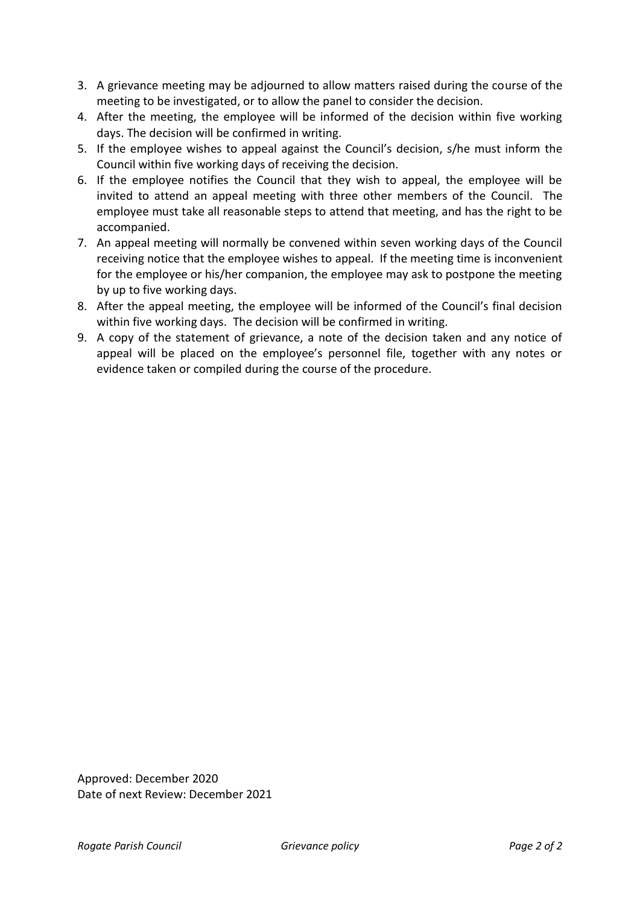3. A grievance meeting may be adjourned to allow matters raised during the course of the meeting to be investigated, or to allow the panel to consider the decision.
4. After the meeting, the employee will be informed of the decision within five working days. The decision will be confirmed in writing.
5. If the employee wishes to appeal against the Council's decision, s/he must inform the Council within five working days of receiving the decision.
6. If the employee notifies the Council that they wish to appeal, the employee will be invited to attend an appeal meeting with three other members of the Council. The employee must take all reasonable steps to attend that meeting, and has the right to be accompanied.
7. An appeal meeting will normally be convened within seven working days of the Council receiving notice that the employee wishes to appeal. If the meeting time is inconvenient for the employee or his/her companion, the employee may ask to postpone the meeting by up to five working days.
8. After the appeal meeting, the employee will be informed of the Council's final decision within five working days. The decision will be confirmed in writing.
9. A copy of the statement of grievance, a note of the decision taken and any notice of appeal will be placed on the employee's personnel file, together with any notes or evidence taken or compiled during the course of the procedure.

Approved: December 2020
Date of next Review: December 2021